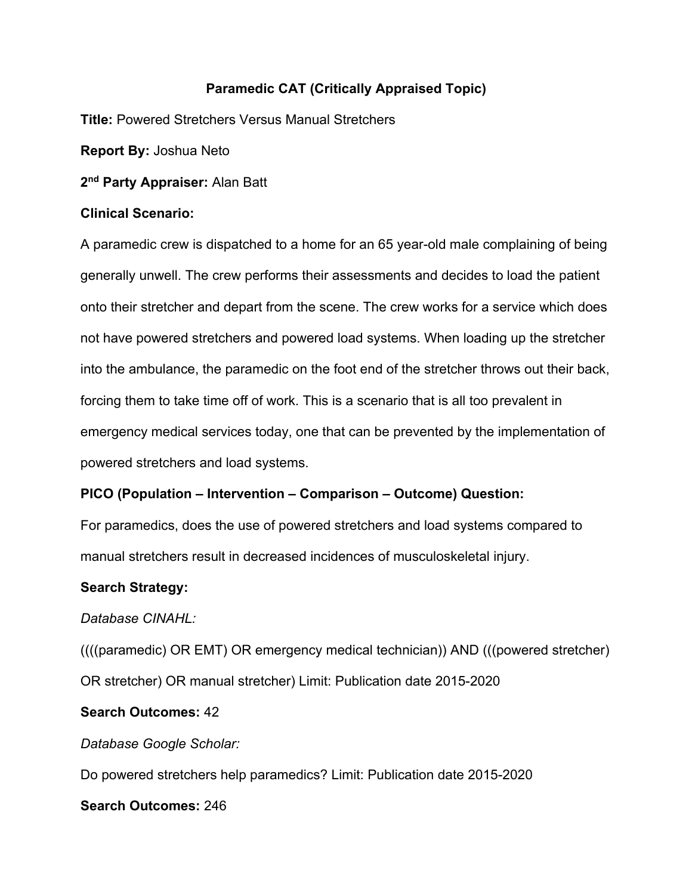# Paramedic CAT (Critically Appraised Topic)

**Title:** Powered Stretchers Versus Manual Stretchers

**Report By:** Joshua Neto

**2nd Party Appraiser:** Alan Batt

**Clinical Scenario:**

A paramedic crew is dispatched to a home for an 65 year-old male complaining of being generally unwell. The crew performs their assessments and decides to load the patient onto their stretcher and depart from the scene. The crew works for a service which does not have powered stretchers and powered load systems. When loading up the stretcher into the ambulance, the paramedic on the foot end of the stretcher throws out their back, forcing them to take time off of work. This is a scenario that is all too prevalent in emergency medical services today, one that can be prevented by the implementation of powered stretchers and load systems.

**PICO (Population – Intervention – Comparison – Outcome) Question:**

For paramedics, does the use of powered stretchers and load systems compared to manual stretchers result in decreased incidences of musculoskeletal injury.

**Search Strategy:**

*Database CINAHL:*

((((paramedic) OR EMT) OR emergency medical technician)) AND (((powered stretcher) OR stretcher) OR manual stretcher) Limit: Publication date 2015-2020

**Search Outcomes:** 42

*Database Google Scholar:*

Do powered stretchers help paramedics? Limit: Publication date 2015-2020

**Search Outcomes:** 246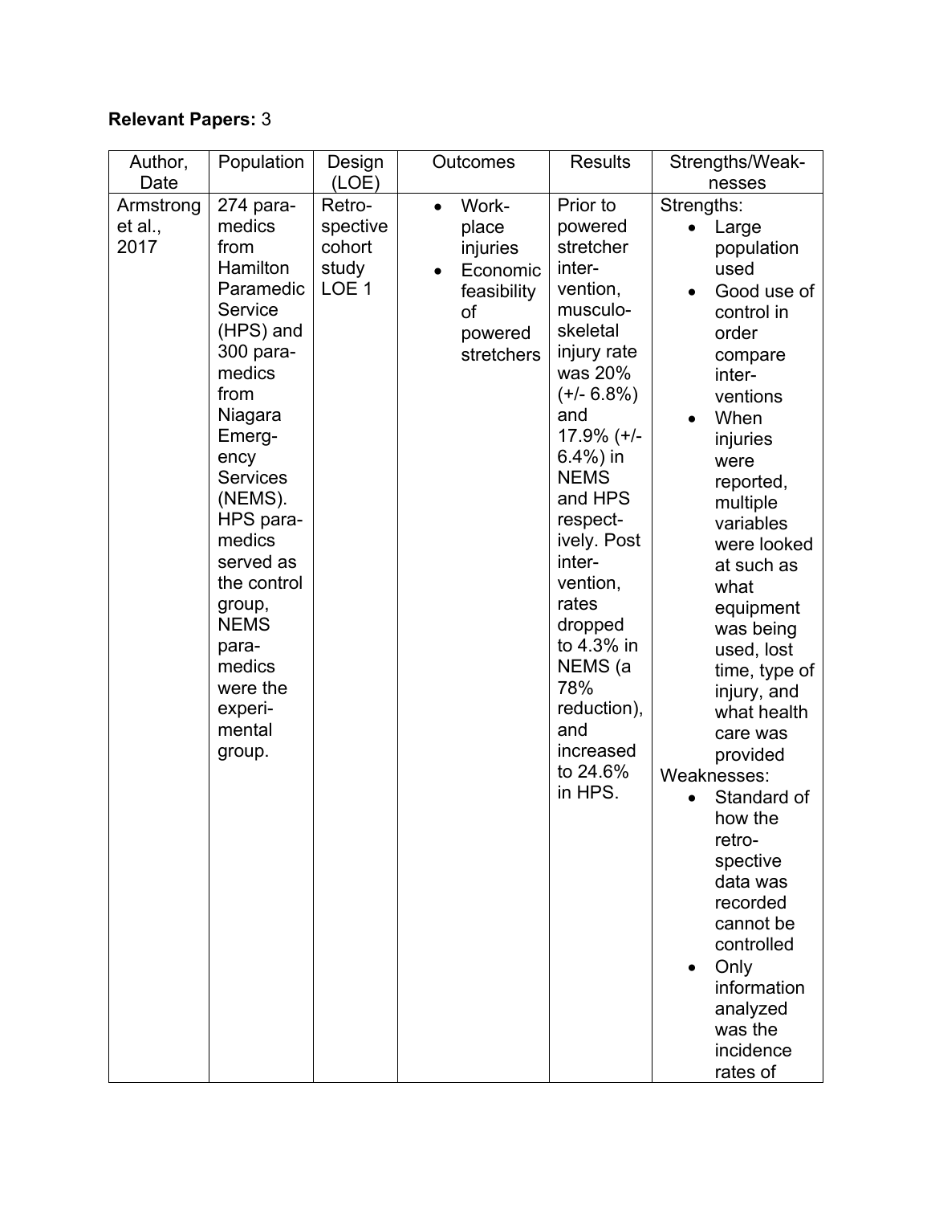**Relevant Papers:** 3

| Author, Date | Population | Design (LOE) | Outcomes | Results | Strengths/Weaknesses |
|---|---|---|---|---|---|
| Armstrong et al., 2017 | 274 paramedics from Hamilton Paramedic Service (HPS) and 300 paramedics from Niagara Emergency Services (NEMS). HPS paramedics served as the control group, NEMS paramedics were the experimental group. | Retrospective cohort study LOE 1 | • Workplace injuries<br>• Economic feasibility of powered stretchers | Prior to powered stretcher intervention, musculoskeletal injury rate was 20% (+/- 6.8%) and 17.9% (+/- 6.4%) in NEMS and HPS respectively. Post intervention, rates dropped to 4.3% in NEMS (a 78% reduction), and increased to 24.6% in HPS. | Strengths:<br>• Large population used<br>• Good use of control in order compare interventions<br>• When injuries were reported, multiple variables were looked at such as what equipment was being used, lost time, type of injury, and what health care was provided<br>Weaknesses:<br>• Standard of how the retrospective data was recorded cannot be controlled<br>• Only information analyzed was the incidence rates of |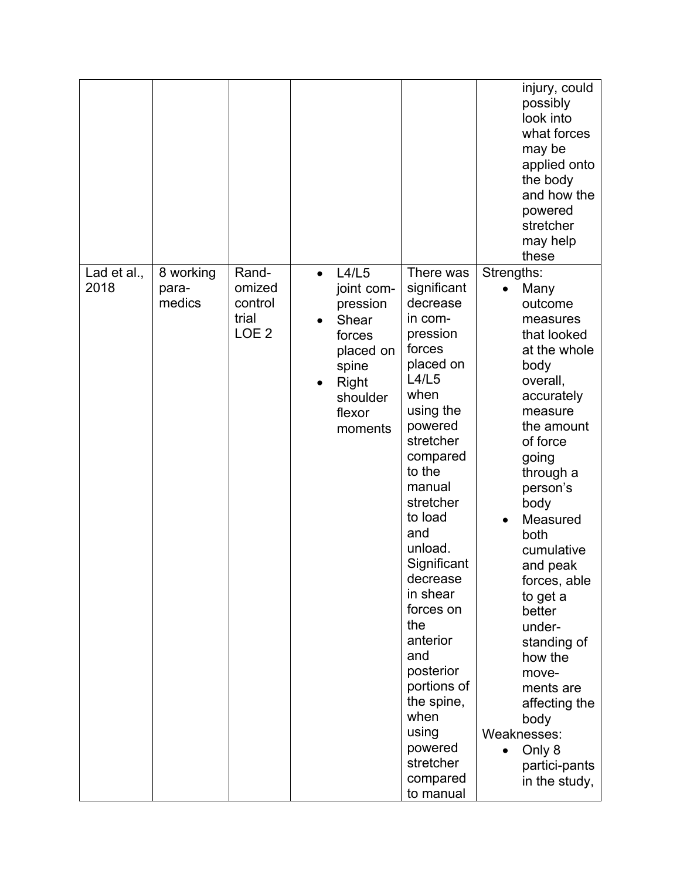| | | | | | |
|---|---|---|---|---|---|
| | | | | | injury, could possibly look into what forces may be applied onto the body and how the powered stretcher may help these |
| Lad et al., 2018 | 8 working para-medics | Rand-omized control trial LOE 2 | • L4/L5 joint com-pression<br>• Shear forces placed on spine<br>• Right shoulder flexor moments | There was significant decrease in com-pression forces placed on L4/L5 when using the powered stretcher compared to the manual stretcher to load and unload. Significant decrease in shear forces on the anterior and posterior portions of the spine, when using powered stretcher compared to manual | Strengths:<br>• Many outcome measures that looked at the whole body overall, accurately measure the amount of force going through a person's body<br>• Measured both cumulative and peak forces, able to get a better under-standing of how the move-ments are affecting the body<br>Weaknesses:<br>• Only 8 partici-pants in the study, |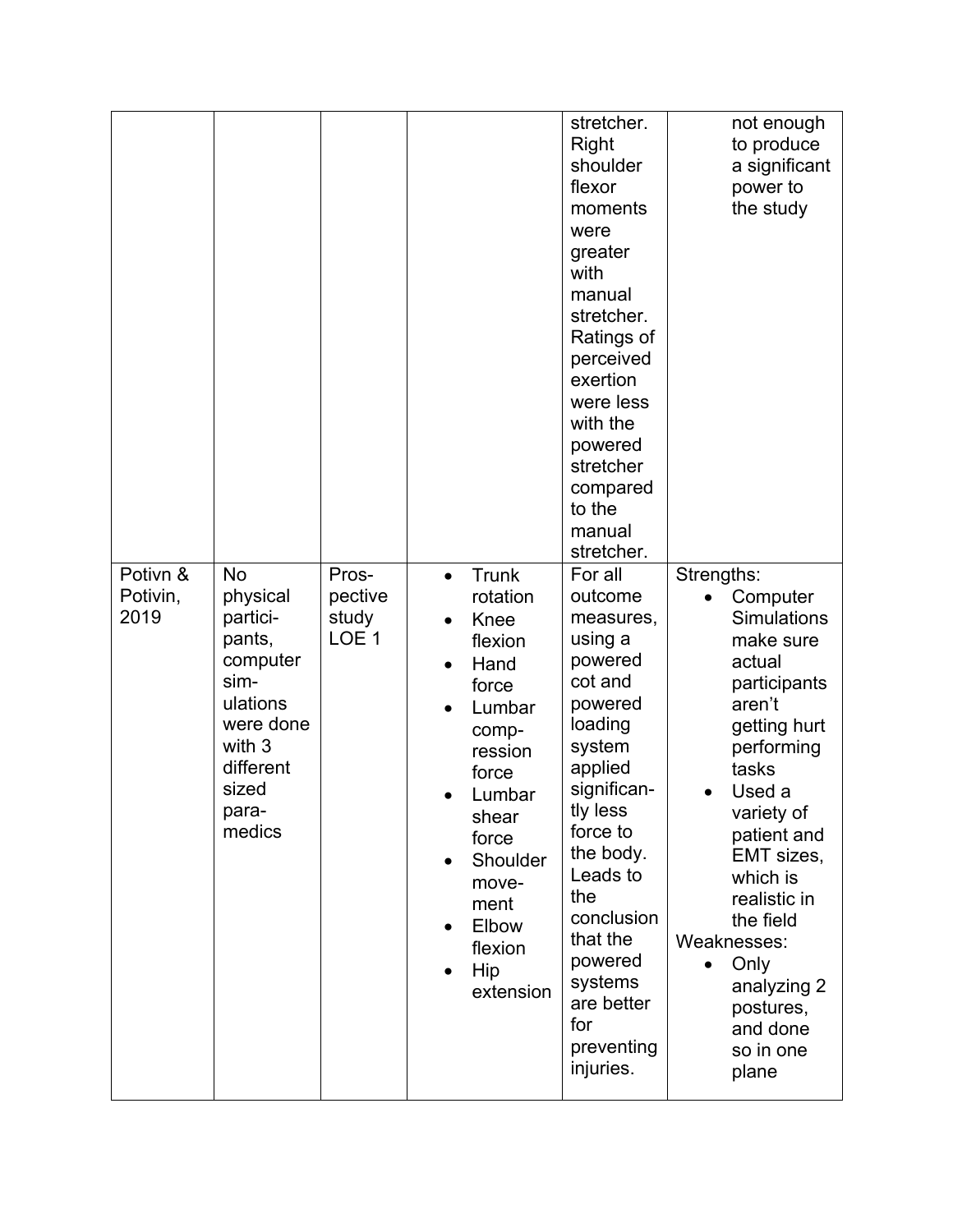| | | | | | |
|---|---|---|---|---|---|
| | | | | stretcher. Right shoulder flexor moments were greater with manual stretcher. Ratings of perceived exertion were less with the powered stretcher compared to the manual stretcher. | not enough to produce a significant power to the study |
| Potivn & Potivin, 2019 | No physical participants, computer simulations were done with 3 different sized paramedics | Prospective study LOE 1 | • Trunk rotation<br>• Knee flexion<br>• Hand force<br>• Lumbar compression force<br>• Lumbar shear force<br>• Shoulder movement<br>• Elbow flexion<br>• Hip extension | For all outcome measures, using a powered cot and powered loading system applied significantly less force to the body. Leads to the conclusion that the powered systems are better for preventing injuries. | Strengths:<br>• Computer Simulations make sure actual participants aren't getting hurt performing tasks<br>• Used a variety of patient and EMT sizes, which is realistic in the field<br>Weaknesses:<br>• Only analyzing 2 postures, and done so in one plane |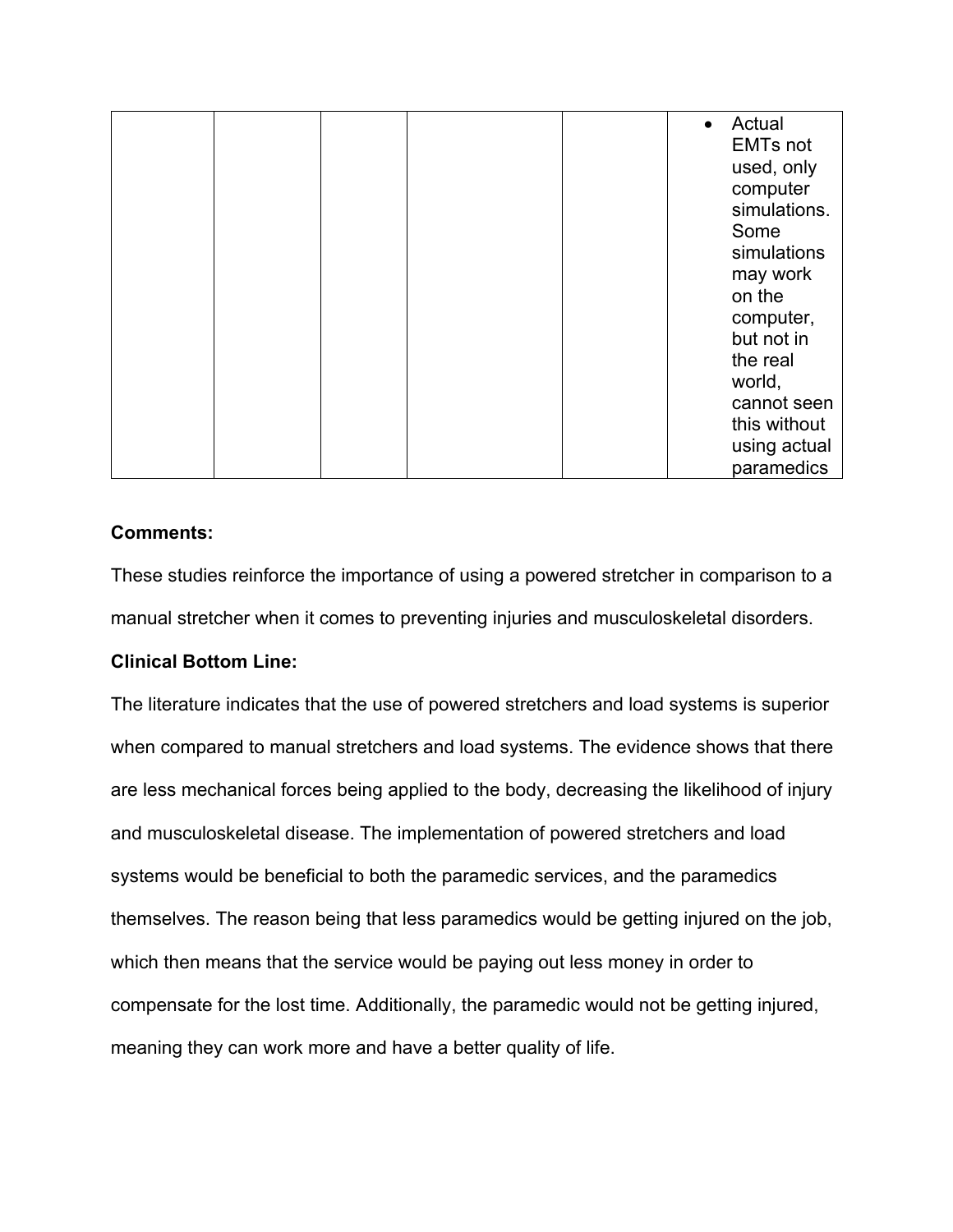| | | | | | |
|---|---|---|---|---|---|
| | | | | | • Actual EMTs not used, only computer simulations. Some simulations may work on the computer, but not in the real world, cannot seen this without using actual paramedics |

**Comments:**

These studies reinforce the importance of using a powered stretcher in comparison to a manual stretcher when it comes to preventing injuries and musculoskeletal disorders.

**Clinical Bottom Line:**

The literature indicates that the use of powered stretchers and load systems is superior when compared to manual stretchers and load systems. The evidence shows that there are less mechanical forces being applied to the body, decreasing the likelihood of injury and musculoskeletal disease. The implementation of powered stretchers and load systems would be beneficial to both the paramedic services, and the paramedics themselves. The reason being that less paramedics would be getting injured on the job, which then means that the service would be paying out less money in order to compensate for the lost time. Additionally, the paramedic would not be getting injured, meaning they can work more and have a better quality of life.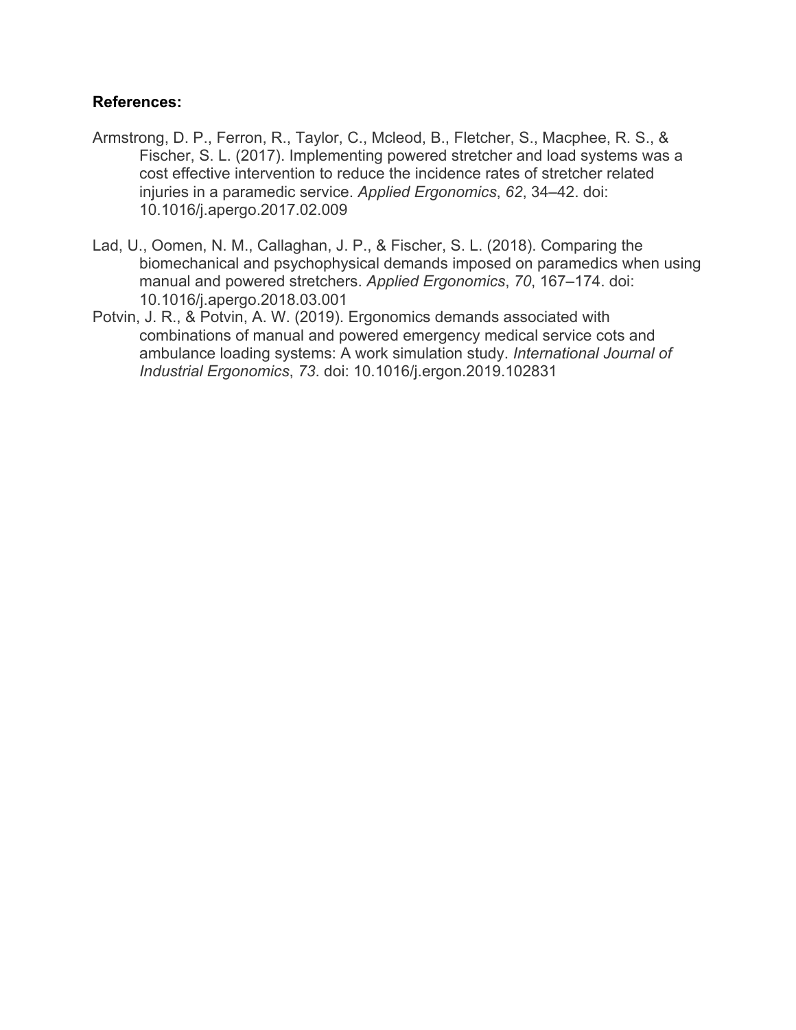**References:**

Armstrong, D. P., Ferron, R., Taylor, C., Mcleod, B., Fletcher, S., Macphee, R. S., & Fischer, S. L. (2017). Implementing powered stretcher and load systems was a cost effective intervention to reduce the incidence rates of stretcher related injuries in a paramedic service. *Applied Ergonomics*, *62*, 34–42. doi: 10.1016/j.apergo.2017.02.009

Lad, U., Oomen, N. M., Callaghan, J. P., & Fischer, S. L. (2018). Comparing the biomechanical and psychophysical demands imposed on paramedics when using manual and powered stretchers. *Applied Ergonomics*, *70*, 167–174. doi: 10.1016/j.apergo.2018.03.001

Potvin, J. R., & Potvin, A. W. (2019). Ergonomics demands associated with combinations of manual and powered emergency medical service cots and ambulance loading systems: A work simulation study. *International Journal of Industrial Ergonomics*, *73*. doi: 10.1016/j.ergon.2019.102831